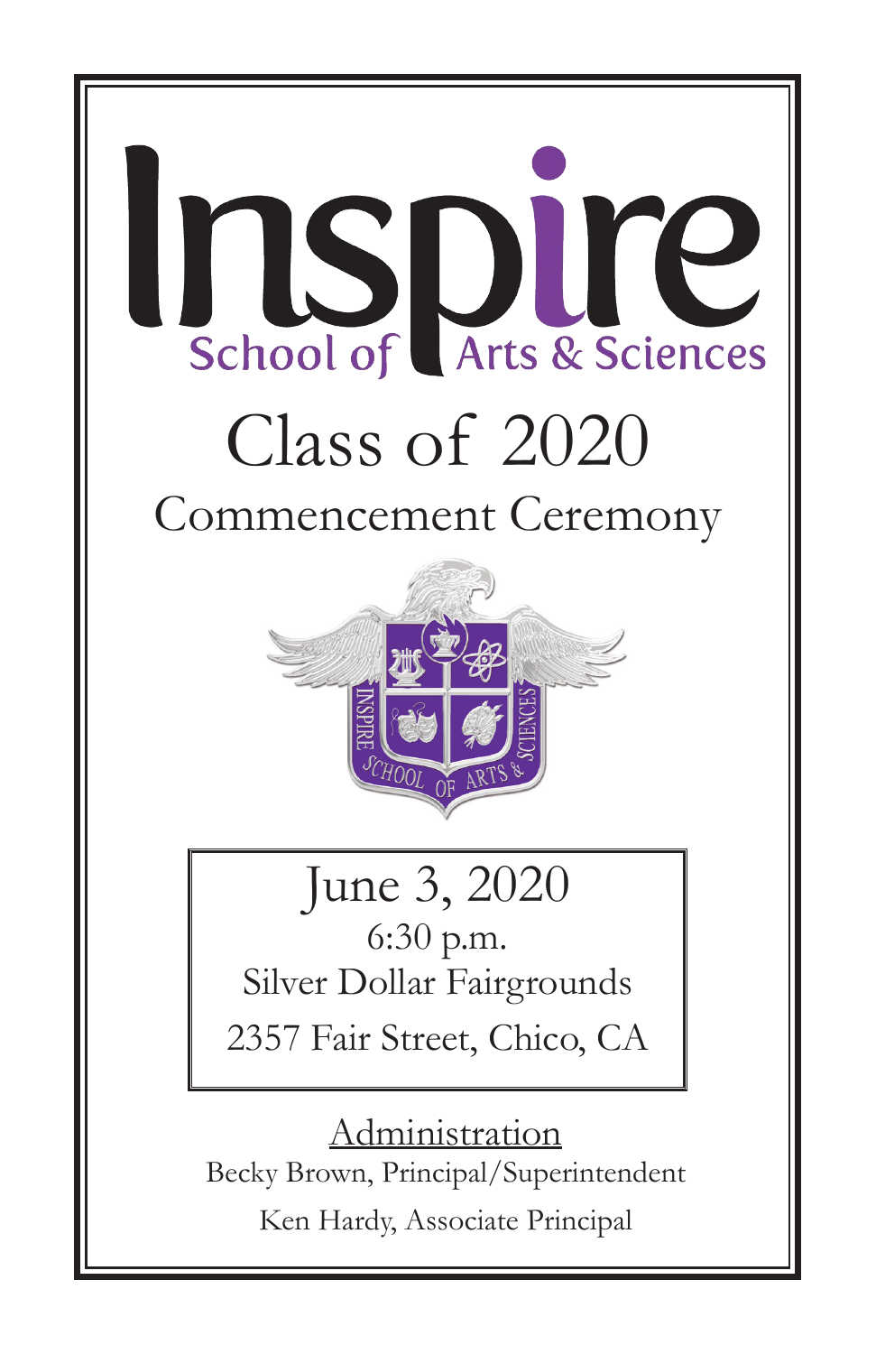# Inspire

## School of Arts & Sciences

# Class of 2020

## Commencement Ceremony

June 3, 2020

6:30 p.m.

Silver Dollar Fairgrounds

2357 Fair Street, Chico, CA

Administration

Becky Brown, Principal/Superintendent

Ken Hardy, Associate Principal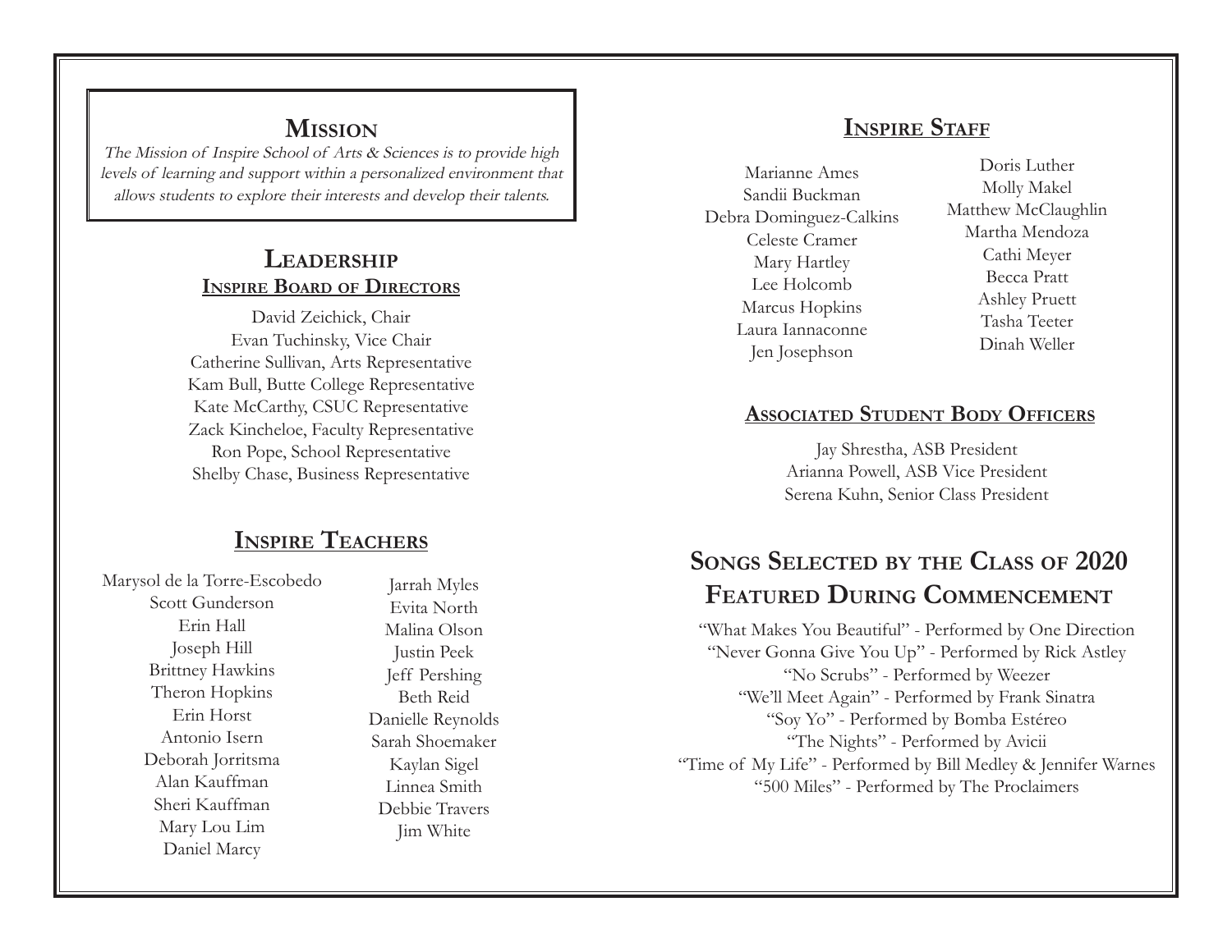## Mission

*The Mission of Inspire School of Arts & Sciences is to provide high levels of learning and support within a personalized environment that allows students to explore their interests and develop their talents.*

## Leadership

### Inspire Board of Directors

David Zeichick, Chair
Evan Tuchinsky, Vice Chair
Catherine Sullivan, Arts Representative
Kam Bull, Butte College Representative
Kate McCarthy, CSUC Representative
Zack Kincheloe, Faculty Representative
Ron Pope, School Representative
Shelby Chase, Business Representative

## Inspire Teachers

Marysol de la Torre-Escobedo
Scott Gunderson
Erin Hall
Joseph Hill
Brittney Hawkins
Theron Hopkins
Erin Horst
Antonio Isern
Deborah Jorritsma
Alan Kauffman
Sheri Kauffman
Mary Lou Lim
Daniel Marcy
Jarrah Myles
Evita North
Malina Olson
Justin Peek
Jeff Pershing
Beth Reid
Danielle Reynolds
Sarah Shoemaker
Kaylan Sigel
Linnea Smith
Debbie Travers
Jim White

## Inspire Staff

Marianne Ames
Sandii Buckman
Debra Dominguez-Calkins
Celeste Cramer
Mary Hartley
Lee Holcomb
Marcus Hopkins
Laura Iannaconne
Jen Josephson
Doris Luther
Molly Makel
Matthew McClaughlin
Martha Mendoza
Cathi Meyer
Becca Pratt
Ashley Pruett
Tasha Teeter
Dinah Weller

### Associated Student Body Officers

Jay Shrestha, ASB President
Arianna Powell, ASB Vice President
Serena Kuhn, Senior Class President

## Songs Selected by the Class of 2020 Featured During Commencement

"What Makes You Beautiful" - Performed by One Direction
"Never Gonna Give You Up" - Performed by Rick Astley
"No Scrubs" - Performed by Weezer
"We'll Meet Again" - Performed by Frank Sinatra
"Soy Yo" - Performed by Bomba Estéreo
"The Nights" - Performed by Avicii
"Time of My Life" - Performed by Bill Medley & Jennifer Warnes
"500 Miles" - Performed by The Proclaimers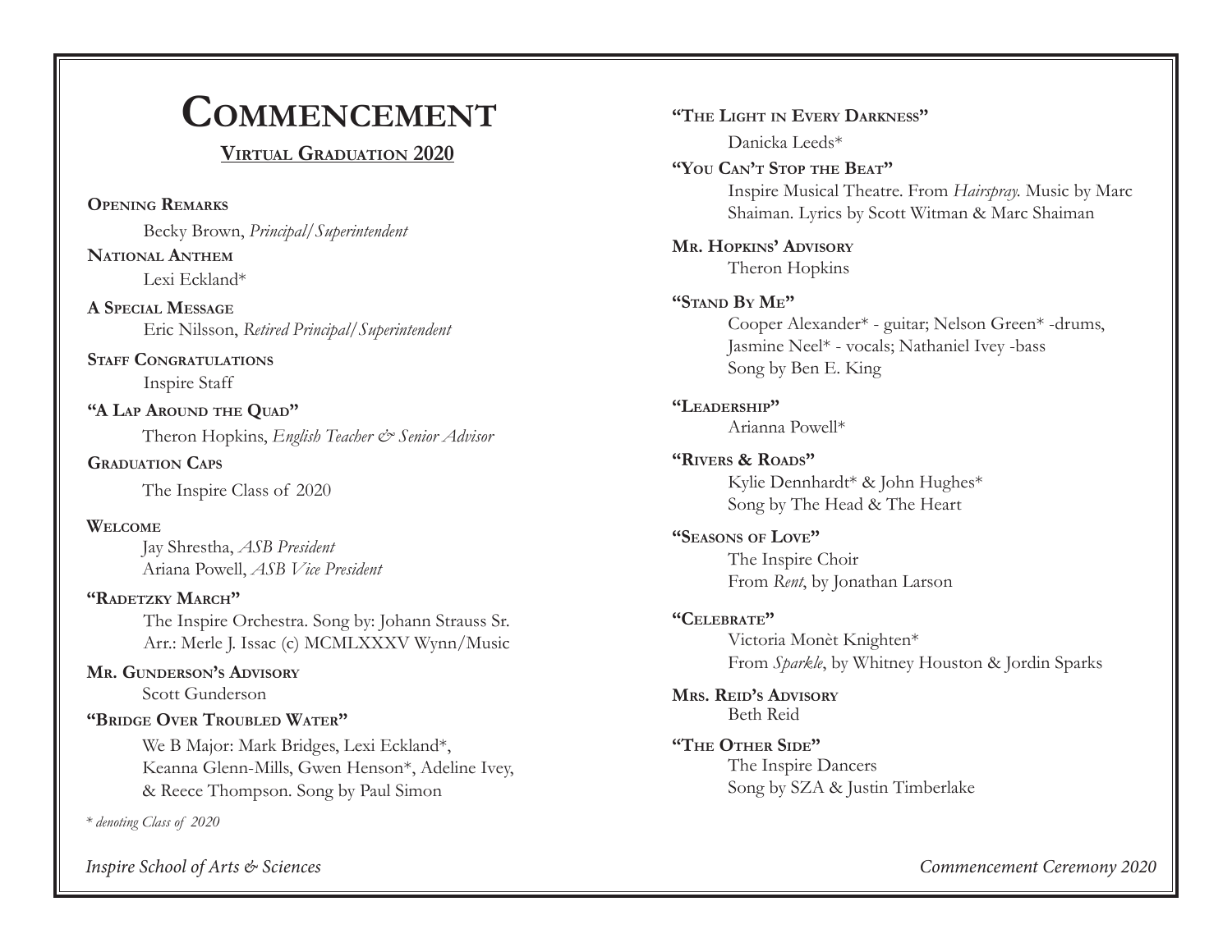# Commencement

## Virtual Graduation 2020

**Opening Remarks**
Becky Brown, *Principal/Superintendent*

**National Anthem**
Lexi Eckland*

**A Special Message**
Eric Nilsson, *Retired Principal/Superintendent*

**Staff Congratulations**
Inspire Staff

**"A Lap Around the Quad"**
Theron Hopkins, *English Teacher & Senior Advisor*

**Graduation Caps**
The Inspire Class of 2020

**Welcome**
Jay Shrestha, *ASB President*
Ariana Powell, *ASB Vice President*

**"Radetzky March"**
The Inspire Orchestra. Song by: Johann Strauss Sr.
Arr.: Merle J. Issac (c) MCMLXXXV Wynn/Music

**Mr. Gunderson's Advisory**
Scott Gunderson

**"Bridge Over Troubled Water"**
We B Major: Mark Bridges, Lexi Eckland*, Keanna Glenn-Mills, Gwen Henson*, Adeline Ivey, & Reece Thompson. Song by Paul Simon

*\* denoting Class of 2020*

**"The Light in Every Darkness"**
Danicka Leeds*

**"You Can't Stop the Beat"**
Inspire Musical Theatre. From *Hairspray*. Music by Marc Shaiman. Lyrics by Scott Witman & Marc Shaiman

**Mr. Hopkins' Advisory**
Theron Hopkins

**"Stand By Me"**
Cooper Alexander* - guitar; Nelson Green* -drums, Jasmine Neel* - vocals; Nathaniel Ivey -bass
Song by Ben E. King

**"Leadership"**
Arianna Powell*

**"Rivers & Roads"**
Kylie Dennhardt* & John Hughes*
Song by The Head & The Heart

**"Seasons of Love"**
The Inspire Choir
From *Rent*, by Jonathan Larson

**"Celebrate"**
Victoria Monèt Knighten*
From *Sparkle*, by Whitney Houston & Jordin Sparks

**Mrs. Reid's Advisory**
Beth Reid

**"The Other Side"**
The Inspire Dancers
Song by SZA & Justin Timberlake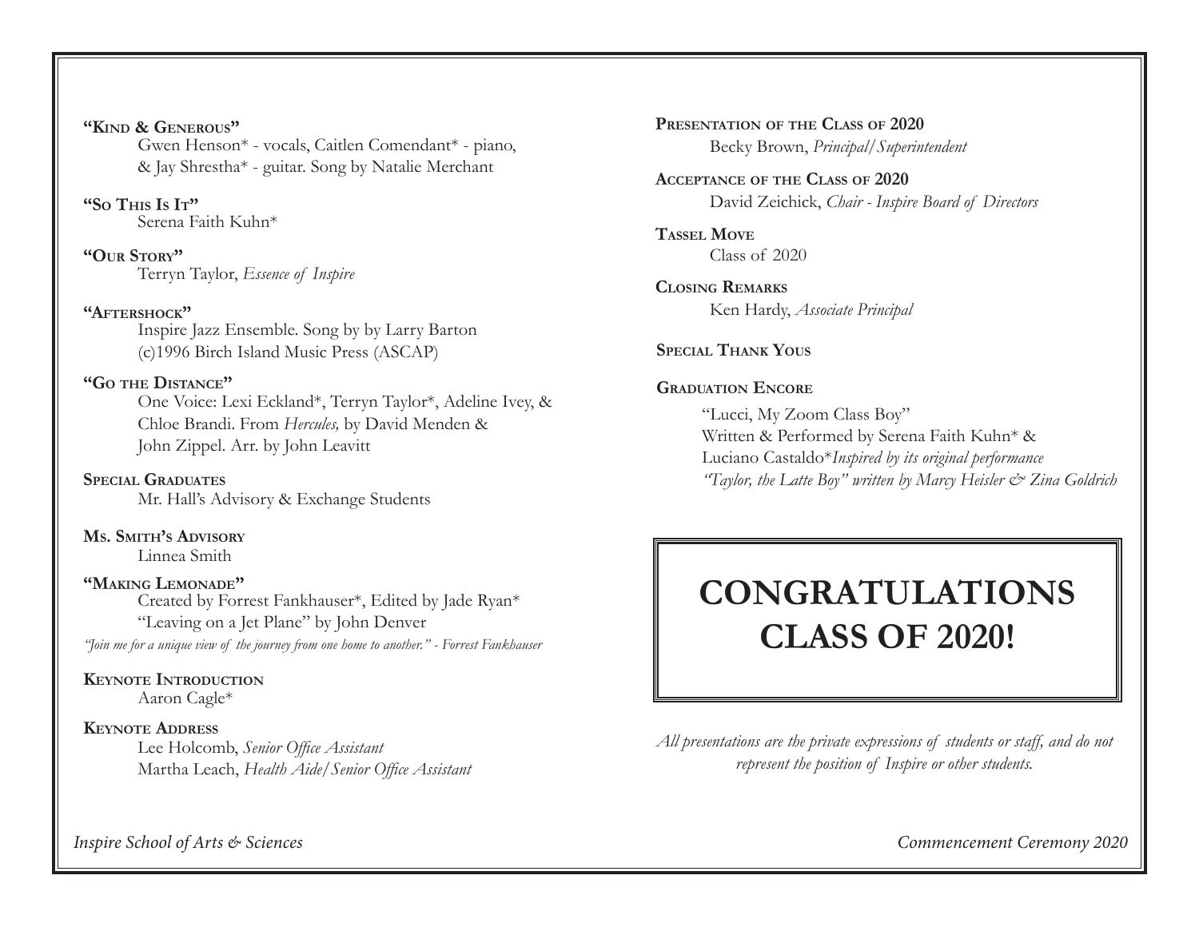**"Kind & Generous"**
Gwen Henson* - vocals, Caitlen Comendant* - piano, & Jay Shrestha* - guitar. Song by Natalie Merchant

**"So This Is It"**
Serena Faith Kuhn*

**"Our Story"**
Terryn Taylor, *Essence of Inspire*

**"Aftershock"**
Inspire Jazz Ensemble. Song by by Larry Barton (c)1996 Birch Island Music Press (ASCAP)

**"Go the Distance"**
One Voice: Lexi Eckland*, Terryn Taylor*, Adeline Ivey, & Chloe Brandi. From *Hercules,* by David Menden & John Zippel. Arr. by John Leavitt

**Special Graduates**
Mr. Hall's Advisory & Exchange Students

**Ms. Smith's Advisory**
Linnea Smith

**"Making Lemonade"**
Created by Forrest Fankhauser*, Edited by Jade Ryan*
"Leaving on a Jet Plane" by John Denver
*"Join me for a unique view of the journey from one home to another." - Forrest Fankhauser*

**Keynote Introduction**
Aaron Cagle*

**Keynote Address**
Lee Holcomb, *Senior Office Assistant*
Martha Leach, *Health Aide/Senior Office Assistant*

**Presentation of the Class of 2020**
Becky Brown, *Principal/Superintendent*

**Acceptance of the Class of 2020**
David Zeichick, *Chair - Inspire Board of Directors*

**Tassel Move**
Class of 2020

**Closing Remarks**
Ken Hardy, *Associate Principal*

**Special Thank Yous**

**Graduation Encore**
"Lucci, My Zoom Class Boy"
Written & Performed by Serena Faith Kuhn* & Luciano Castaldo**Inspired by its original performance "Taylor, the Latte Boy" written by Marcy Heisler & Zina Goldrich*

# CONGRATULATIONS CLASS OF 2020!

*All presentations are the private expressions of students or staff, and do not represent the position of Inspire or other students.*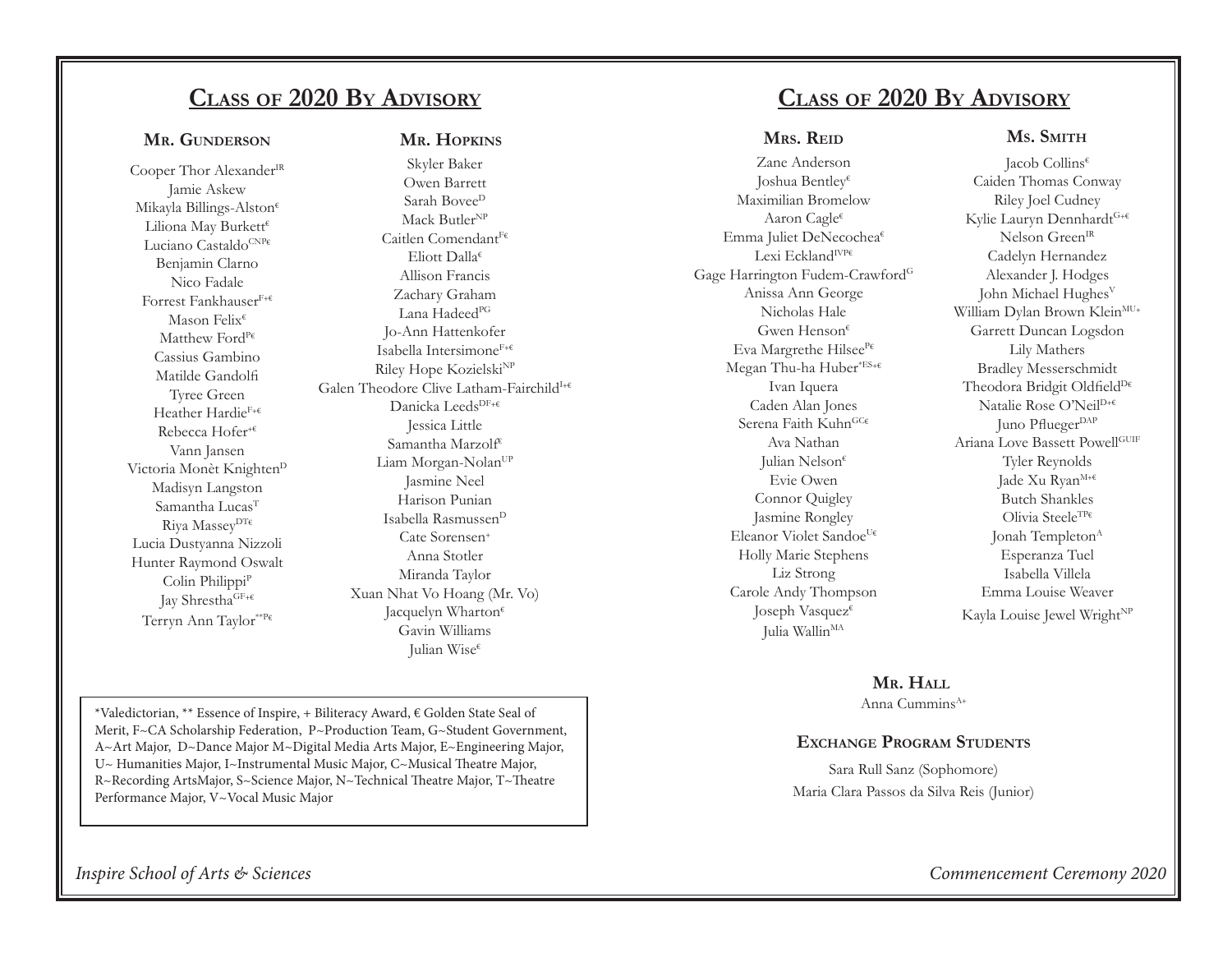## Class of 2020 By Advisory

### Mr. Gunderson

Cooper Thor Alexander[IR]
Jamie Askew
Mikayla Billings-Alston[€]
Liliona May Burkett[€]
Luciano Castaldo[CNP€]
Benjamin Clarno
Nico Fadale
Forrest Fankhauser[F+€]
Mason Felix[€]
Matthew Ford[P€]
Cassius Gambino
Matilde Gandolfi
Tyree Green
Heather Hardie[F+€]
Rebecca Hofer[+€]
Vann Jansen
Victoria Monèt Knighten[D]
Madisyn Langston
Samantha Lucas[T]
Riya Massey[DT€]
Lucia Dustyanna Nizzoli
Hunter Raymond Oswalt
Colin Philippi[P]
Jay Shrestha[GF+€]
Terryn Ann Taylor[**P€]

### Mr. Hopkins

Skyler Baker
Owen Barrett
Sarah Bovee[D]
Mack Butler[NP]
Caitlen Comendant[F€]
Eliott Dalla[€]
Allison Francis
Zachary Graham
Lana Hadeed[PG]
Jo-Ann Hattenkofer
Isabella Intersimone[F+€]
Riley Hope Kozielski[NP]
Galen Theodore Clive Latham-Fairchild[I+€]
Danicka Leeds[DF+€]
Jessica Little
Samantha Marzolf[€]
Liam Morgan-Nolan[UP]
Jasmine Neel
Harison Punian
Isabella Rasmussen[D]
Cate Sorensen[+]
Anna Stotler
Miranda Taylor
Xuan Nhat Vo Hoang (Mr. Vo)
Jacquelyn Wharton[€]
Gavin Williams
Julian Wise[€]

*Valedictorian, ** Essence of Inspire, + Biliteracy Award, € Golden State Seal of Merit, F~CA Scholarship Federation, P~Production Team, G~Student Government, A~Art Major, D~Dance Major M~Digital Media Arts Major, E~Engineering Major, U~ Humanities Major, I~Instrumental Music Major, C~Musical Theatre Major, R~Recording ArtsMajor, S~Science Major, N~Technical Theatre Major, T~Theatre Performance Major, V~Vocal Music Major

## Class of 2020 By Advisory

### Mrs. Reid

Zane Anderson
Joshua Bentley[€]
Maximilian Bromelow
Aaron Cagle[€]
Emma Juliet DeNecochea[€]
Lexi Eckland[IVP€]
Gage Harrington Fudem-Crawford[G]
Anissa Ann George
Nicholas Hale
Gwen Henson[€]
Eva Margrethe Hilsee[P€]
Megan Thu-ha Huber[*ES+€]
Ivan Iquera
Caden Alan Jones
Serena Faith Kuhn[GC€]
Ava Nathan
Julian Nelson[€]
Evie Owen
Connor Quigley
Jasmine Rongley
Eleanor Violet Sandoe[U€]
Holly Marie Stephens
Liz Strong
Carole Andy Thompson
Joseph Vasquez[€]
Julia Wallin[MA]

### Ms. Smith

Jacob Collins[€]
Caiden Thomas Conway
Riley Joel Cudney
Kylie Lauryn Dennhardt[G+€]
Nelson Green[IR]
Cadelyn Hernandez
Alexander J. Hodges
John Michael Hughes[V]
William Dylan Brown Klein[MU+]
Garrett Duncan Logsdon
Lily Mathers
Bradley Messerschmidt
Theodora Bridgit Oldfield[D€]
Natalie Rose O'Neil[D+€]
Juno Pflueger[DAP]
Ariana Love Bassett Powell[GUIF]
Tyler Reynolds
Jade Xu Ryan[M+€]
Butch Shankles
Olivia Steele[TP€]
Jonah Templeton[A]
Esperanza Tuel
Isabella Villela
Emma Louise Weaver
Kayla Louise Jewel Wright[NP]

### Mr. Hall

Anna Cummins[A+]

### Exchange Program Students

Sara Rull Sanz (Sophomore)
Maria Clara Passos da Silva Reis (Junior)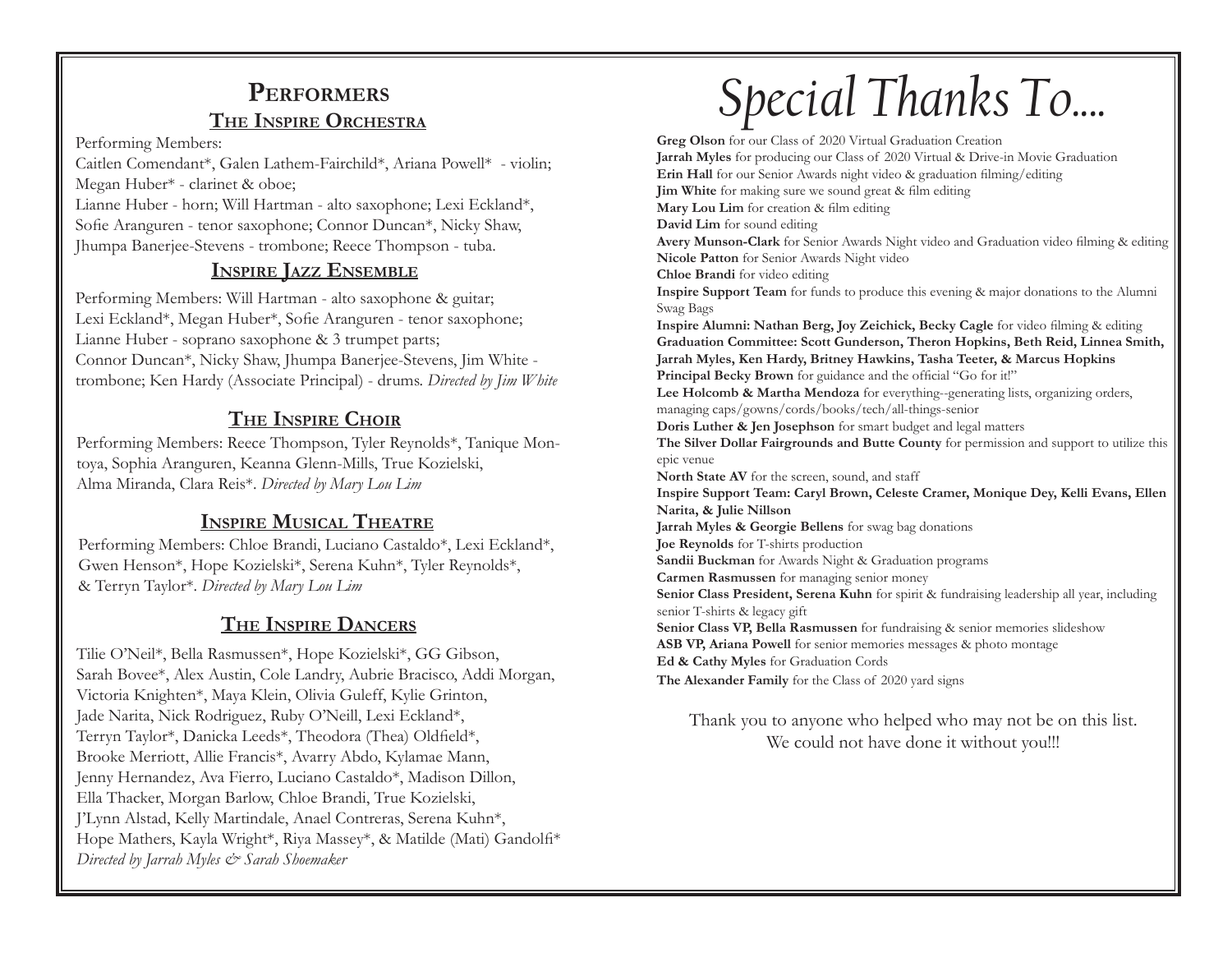# Performers

## The Inspire Orchestra

Performing Members:
Caitlen Comendant*, Galen Lathem-Fairchild*, Ariana Powell* - violin; Megan Huber* - clarinet & oboe;
Lianne Huber - horn; Will Hartman - alto saxophone; Lexi Eckland*, Sofie Aranguren - tenor saxophone; Connor Duncan*, Nicky Shaw, Jhumpa Banerjee-Stevens - trombone; Reece Thompson - tuba.

## Inspire Jazz Ensemble

Performing Members: Will Hartman - alto saxophone & guitar; Lexi Eckland*, Megan Huber*, Sofie Aranguren - tenor saxophone; Lianne Huber - soprano saxophone & 3 trumpet parts; Connor Duncan*, Nicky Shaw, Jhumpa Banerjee-Stevens, Jim White - trombone; Ken Hardy (Associate Principal) - drums. *Directed by Jim White*

## The Inspire Choir

Performing Members: Reece Thompson, Tyler Reynolds*, Tanique Montoya, Sophia Aranguren, Keanna Glenn-Mills, True Kozielski, Alma Miranda, Clara Reis*. *Directed by Mary Lou Lim*

## Inspire Musical Theatre

Performing Members: Chloe Brandi, Luciano Castaldo*, Lexi Eckland*, Gwen Henson*, Hope Kozielski*, Serena Kuhn*, Tyler Reynolds*, & Terryn Taylor*. *Directed by Mary Lou Lim*

## The Inspire Dancers

Tilie O'Neil*, Bella Rasmussen*, Hope Kozielski*, GG Gibson, Sarah Bovee*, Alex Austin, Cole Landry, Aubrie Bracisco, Addi Morgan, Victoria Knighten*, Maya Klein, Olivia Guleff, Kylie Grinton, Jade Narita, Nick Rodriguez, Ruby O'Neill, Lexi Eckland*, Terryn Taylor*, Danicka Leeds*, Theodora (Thea) Oldfield*, Brooke Merriott, Allie Francis*, Avarry Abdo, Kylamae Mann, Jenny Hernandez, Ava Fierro, Luciano Castaldo*, Madison Dillon, Ella Thacker, Morgan Barlow, Chloe Brandi, True Kozielski, J'Lynn Alstad, Kelly Martindale, Anael Contreras, Serena Kuhn*, Hope Mathers, Kayla Wright*, Riya Massey*, & Matilde (Mati) Gandolfi*
*Directed by Jarrah Myles & Sarah Shoemaker*

# Special Thanks To....

**Greg Olson** for our Class of 2020 Virtual Graduation Creation
**Jarrah Myles** for producing our Class of 2020 Virtual & Drive-in Movie Graduation
**Erin Hall** for our Senior Awards night video & graduation filming/editing
**Jim White** for making sure we sound great & film editing
**Mary Lou Lim** for creation & film editing
**David Lim** for sound editing
**Avery Munson-Clark** for Senior Awards Night video and Graduation video filming & editing
**Nicole Patton** for Senior Awards Night video
**Chloe Brandi** for video editing
**Inspire Support Team** for funds to produce this evening & major donations to the Alumni Swag Bags
**Inspire Alumni: Nathan Berg, Joy Zeichick, Becky Cagle** for video filming & editing
**Graduation Committee: Scott Gunderson, Theron Hopkins, Beth Reid, Linnea Smith, Jarrah Myles, Ken Hardy, Britney Hawkins, Tasha Teeter, & Marcus Hopkins**
**Principal Becky Brown** for guidance and the official "Go for it!"
**Lee Holcomb & Martha Mendoza** for everything--generating lists, organizing orders, managing caps/gowns/cords/books/tech/all-things-senior
**Doris Luther & Jen Josephson** for smart budget and legal matters
**The Silver Dollar Fairgrounds and Butte County** for permission and support to utilize this epic venue
**North State AV** for the screen, sound, and staff
**Inspire Support Team: Caryl Brown, Celeste Cramer, Monique Dey, Kelli Evans, Ellen Narita, & Julie Nillson**
**Jarrah Myles & Georgie Bellens** for swag bag donations
**Joe Reynolds** for T-shirts production
**Sandii Buckman** for Awards Night & Graduation programs
**Carmen Rasmussen** for managing senior money
**Senior Class President, Serena Kuhn** for spirit & fundraising leadership all year, including senior T-shirts & legacy gift
**Senior Class VP, Bella Rasmussen** for fundraising & senior memories slideshow
**ASB VP, Ariana Powell** for senior memories messages & photo montage
**Ed & Cathy Myles** for Graduation Cords
**The Alexander Family** for the Class of 2020 yard signs

Thank you to anyone who helped who may not be on this list.
We could not have done it without you!!!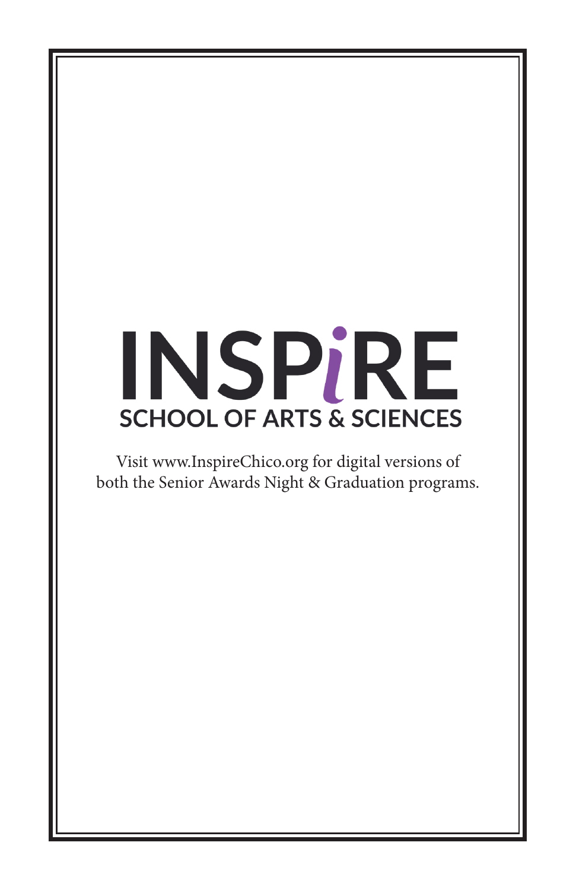# INSPiRE

**SCHOOL OF ARTS & SCIENCES**

Visit www.InspireChico.org for digital versions of both the Senior Awards Night & Graduation programs.